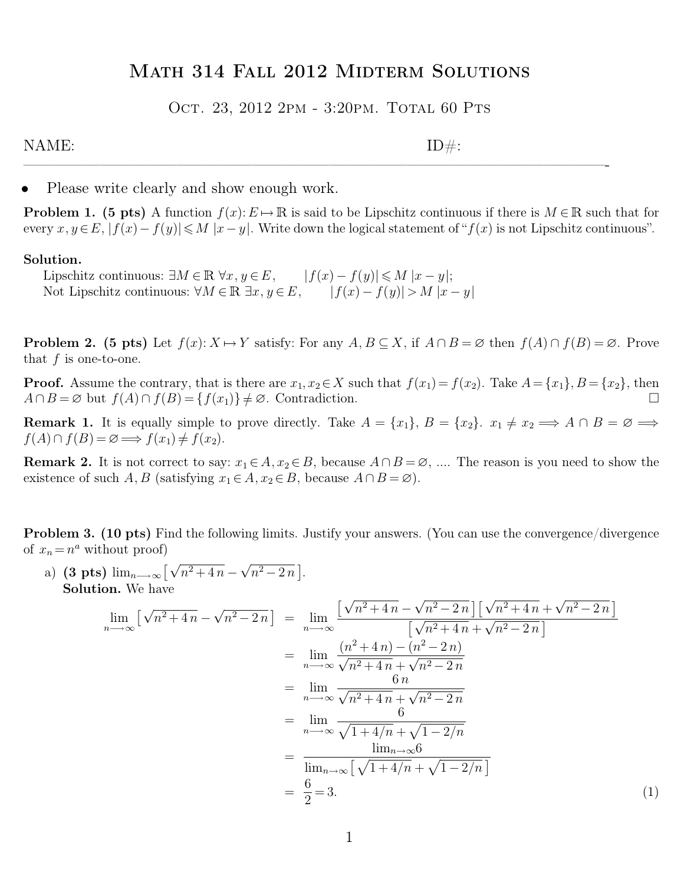# Math 314 Fall 2012 Midterm Solutions

Oct. 23, 2012 2pm - 3:20pm. Total 60 Pts

NAME: ID#:

---

- Please write clearly and show enough work.

**Problem 1. (5 pts)** A function $f(x)\colon E\mapsto\mathbb{R}$ is said to be Lipschitz continuous if there is $M\in\mathbb{R}$ such that for every $x,y\in E$, $|f(x)-f(y)|\leqslant M\,|x-y|$. Write down the logical statement of "$f(x)$ is not Lipschitz continuous".

**Solution.**

Lipschitz continuous: $\exists M\in\mathbb{R}\ \forall x,y\in E,\qquad |f(x)-f(y)|\leqslant M\,|x-y|$;

Not Lipschitz continuous: $\forall M\in\mathbb{R}\ \exists x,y\in E,\qquad |f(x)-f(y)|>M\,|x-y|$

**Problem 2. (5 pts)** Let $f(x)\colon X\mapsto Y$ satisfy: For any $A,B\subseteq X$, if $A\cap B=\varnothing$ then $f(A)\cap f(B)=\varnothing$. Prove that $f$ is one-to-one.

**Proof.** Assume the contrary, that is there are $x_1,x_2\in X$ such that $f(x_1)=f(x_2)$. Take $A=\{x_1\}$, $B=\{x_2\}$, then $A\cap B=\varnothing$ but $f(A)\cap f(B)=\{f(x_1)\}\neq\varnothing$. Contradiction. □

**Remark 1.** It is equally simple to prove directly. Take $A=\{x_1\}$, $B=\{x_2\}$. $x_1\neq x_2\Longrightarrow A\cap B=\varnothing\Longrightarrow f(A)\cap f(B)=\varnothing\Longrightarrow f(x_1)\neq f(x_2)$.

**Remark 2.** It is not correct to say: $x_1\in A, x_2\in B$, because $A\cap B=\varnothing$, .... The reason is you need to show the existence of such $A,B$ (satisfying $x_1\in A, x_2\in B$, because $A\cap B=\varnothing$).

**Problem 3. (10 pts)** Find the following limits. Justify your answers. (You can use the convergence/divergence of $x_n=n^a$ without proof)

a) **(3 pts)** $\lim_{n\longrightarrow\infty}\left[\sqrt{n^2+4n}-\sqrt{n^2-2n}\right]$.

**Solution.** We have

$$
\begin{aligned}
\lim_{n\longrightarrow\infty}\left[\sqrt{n^2+4n}-\sqrt{n^2-2n}\right] &= \lim_{n\longrightarrow\infty}\frac{\left[\sqrt{n^2+4n}-\sqrt{n^2-2n}\right]\left[\sqrt{n^2+4n}+\sqrt{n^2-2n}\right]}{\left[\sqrt{n^2+4n}+\sqrt{n^2-2n}\right]}\\
&= \lim_{n\longrightarrow\infty}\frac{(n^2+4n)-(n^2-2n)}{\sqrt{n^2+4n}+\sqrt{n^2-2n}}\\
&= \lim_{n\longrightarrow\infty}\frac{6n}{\sqrt{n^2+4n}+\sqrt{n^2-2n}}\\
&= \lim_{n\longrightarrow\infty}\frac{6}{\sqrt{1+4/n}+\sqrt{1-2/n}}\\
&= \frac{\lim_{n\to\infty}6}{\lim_{n\to\infty}\left[\sqrt{1+4/n}+\sqrt{1-2/n}\right]}\\
&= \frac{6}{2}=3.
\end{aligned}
\tag{1}
$$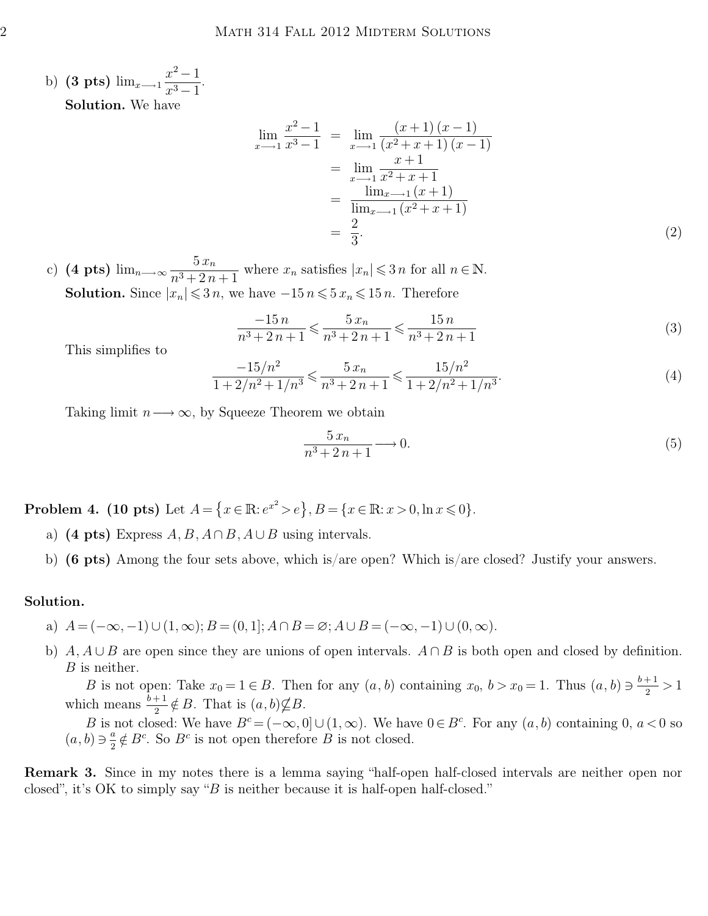b) **(3 pts)** $\lim_{x \longrightarrow 1} \frac{x^2-1}{x^3-1}$.

**Solution.** We have

$$\begin{aligned}
\lim_{x \longrightarrow 1} \frac{x^2-1}{x^3-1} &= \lim_{x \longrightarrow 1} \frac{(x+1)(x-1)}{(x^2+x+1)(x-1)} \\
&= \lim_{x \longrightarrow 1} \frac{x+1}{x^2+x+1} \\
&= \frac{\lim_{x \longrightarrow 1}(x+1)}{\lim_{x \longrightarrow 1}(x^2+x+1)} \\
&= \frac{2}{3}. \qquad (2)
\end{aligned}$$

c) **(4 pts)** $\lim_{n \longrightarrow \infty} \frac{5\,x_n}{n^3+2\,n+1}$ where $x_n$ satisfies $|x_n| \leqslant 3\,n$ for all $n \in \mathbb{N}$.

**Solution.** Since $|x_n| \leqslant 3\,n$, we have $-15\,n \leqslant 5\,x_n \leqslant 15\,n$. Therefore

$$\frac{-15\,n}{n^3+2\,n+1} \leqslant \frac{5\,x_n}{n^3+2\,n+1} \leqslant \frac{15\,n}{n^3+2\,n+1} \qquad (3)$$

This simplifies to

$$\frac{-15/n^2}{1+2/n^2+1/n^3} \leqslant \frac{5\,x_n}{n^3+2\,n+1} \leqslant \frac{15/n^2}{1+2/n^2+1/n^3}. \qquad (4)$$

Taking limit $n \longrightarrow \infty$, by Squeeze Theorem we obtain

$$\frac{5\,x_n}{n^3+2\,n+1} \longrightarrow 0. \qquad (5)$$

**Problem 4. (10 pts)** Let $A = \{x \in \mathbb{R}: e^{x^2} > e\}$, $B = \{x \in \mathbb{R}: x > 0, \ln x \leqslant 0\}$.

a) **(4 pts)** Express $A, B, A \cap B, A \cup B$ using intervals.

b) **(6 pts)** Among the four sets above, which is/are open? Which is/are closed? Justify your answers.

**Solution.**

a) $A = (-\infty, -1) \cup (1, \infty)$; $B = (0, 1]$; $A \cap B = \varnothing$; $A \cup B = (-\infty, -1) \cup (0, \infty)$.

b) $A, A \cup B$ are open since they are unions of open intervals. $A \cap B$ is both open and closed by definition. $B$ is neither.

$B$ is not open: Take $x_0 = 1 \in B$. Then for any $(a, b)$ containing $x_0$, $b > x_0 = 1$. Thus $(a, b) \ni \frac{b+1}{2} > 1$ which means $\frac{b+1}{2} \notin B$. That is $(a, b) \not\subseteq B$.

$B$ is not closed: We have $B^c = (-\infty, 0] \cup (1, \infty)$. We have $0 \in B^c$. For any $(a, b)$ containing 0, $a < 0$ so $(a, b) \ni \frac{a}{2} \notin B^c$. So $B^c$ is not open therefore $B$ is not closed.

**Remark 3.** Since in my notes there is a lemma saying "half-open half-closed intervals are neither open nor closed", it's OK to simply say "$B$ is neither because it is half-open half-closed."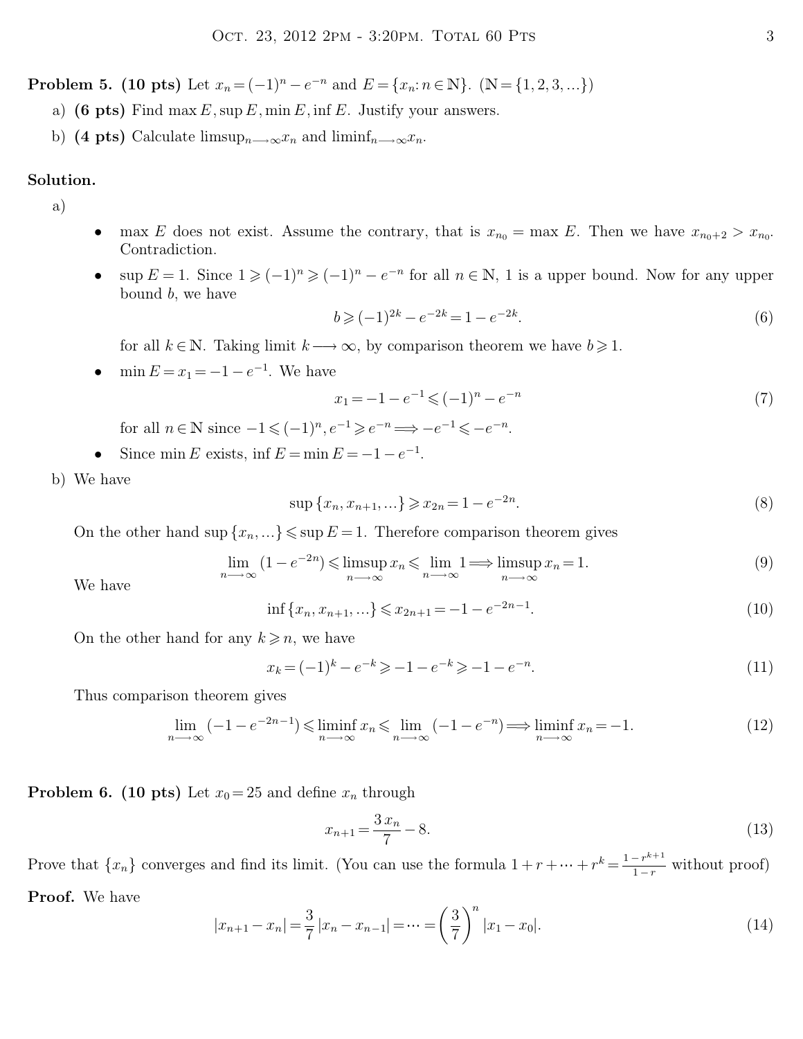**Problem 5. (10 pts)** Let $x_n = (-1)^n - e^{-n}$ and $E = \{x_n: n \in \mathbb{N}\}$. ($\mathbb{N} = \{1, 2, 3, \ldots\}$)

a) **(6 pts)** Find $\max E, \sup E, \min E, \inf E$. Justify your answers.

b) **(4 pts)** Calculate $\limsup_{n \longrightarrow \infty} x_n$ and $\liminf_{n \longrightarrow \infty} x_n$.

**Solution.**

a)

- $\max E$ does not exist. Assume the contrary, that is $x_{n_0} = \max E$. Then we have $x_{n_0+2} > x_{n_0}$. Contradiction.

- $\sup E = 1$. Since $1 \geqslant (-1)^n \geqslant (-1)^n - e^{-n}$ for all $n \in \mathbb{N}$, 1 is a upper bound. Now for any upper bound $b$, we have
$$b \geqslant (-1)^{2k} - e^{-2k} = 1 - e^{-2k}. \tag{6}$$
for all $k \in \mathbb{N}$. Taking limit $k \longrightarrow \infty$, by comparison theorem we have $b \geqslant 1$.

- $\min E = x_1 = -1 - e^{-1}$. We have
$$x_1 = -1 - e^{-1} \leqslant (-1)^n - e^{-n} \tag{7}$$
for all $n \in \mathbb{N}$ since $-1 \leqslant (-1)^n, e^{-1} \geqslant e^{-n} \Longrightarrow -e^{-1} \leqslant -e^{-n}$.

- Since $\min E$ exists, $\inf E = \min E = -1 - e^{-1}$.

b) We have
$$\sup \{x_n, x_{n+1}, \ldots\} \geqslant x_{2n} = 1 - e^{-2n}. \tag{8}$$
On the other hand $\sup \{x_n, \ldots\} \leqslant \sup E = 1$. Therefore comparison theorem gives
$$\lim_{n \longrightarrow \infty} (1 - e^{-2n}) \leqslant \limsup_{n \longrightarrow \infty} x_n \leqslant \lim_{n \longrightarrow \infty} 1 \Longrightarrow \limsup_{n \longrightarrow \infty} x_n = 1. \tag{9}$$
We have
$$\inf \{x_n, x_{n+1}, \ldots\} \leqslant x_{2n+1} = -1 - e^{-2n-1}. \tag{10}$$
On the other hand for any $k \geqslant n$, we have
$$x_k = (-1)^k - e^{-k} \geqslant -1 - e^{-k} \geqslant -1 - e^{-n}. \tag{11}$$
Thus comparison theorem gives
$$\lim_{n \longrightarrow \infty} (-1 - e^{-2n-1}) \leqslant \liminf_{n \longrightarrow \infty} x_n \leqslant \lim_{n \longrightarrow \infty} (-1 - e^{-n}) \Longrightarrow \liminf_{n \longrightarrow \infty} x_n = -1. \tag{12}$$

**Problem 6. (10 pts)** Let $x_0 = 25$ and define $x_n$ through
$$x_{n+1} = \frac{3\,x_n}{7} - 8. \tag{13}$$
Prove that $\{x_n\}$ converges and find its limit. (You can use the formula $1 + r + \cdots + r^k = \frac{1 - r^{k+1}}{1 - r}$ without proof)

**Proof.** We have
$$|x_{n+1} - x_n| = \frac{3}{7}\,|x_n - x_{n-1}| = \cdots = \left(\frac{3}{7}\right)^n |x_1 - x_0|. \tag{14}$$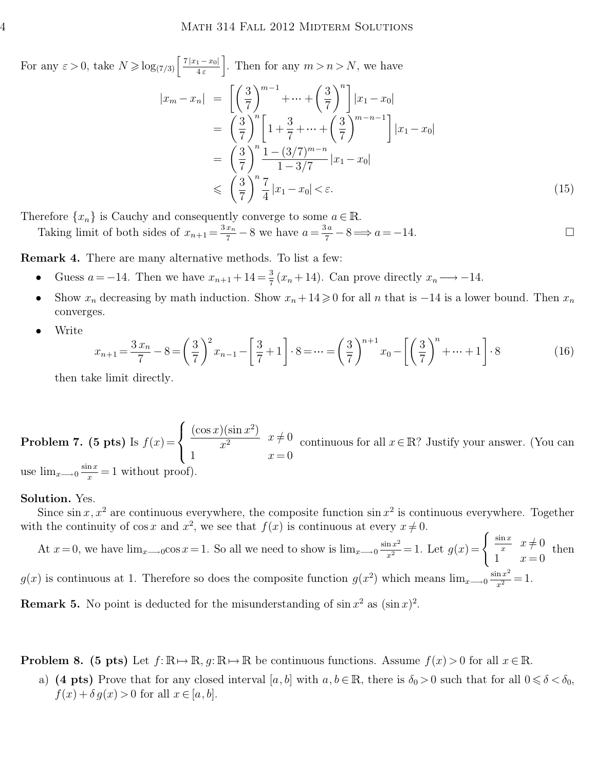For any $\varepsilon > 0$, take $N \geqslant \log_{(7/3)}\left[\frac{7\,|x_1 - x_0|}{4\,\varepsilon}\right]$. Then for any $m > n > N$, we have

$$
\begin{aligned}
|x_m - x_n| &= \left[\left(\frac{3}{7}\right)^{m-1} + \cdots + \left(\frac{3}{7}\right)^{n}\right] |x_1 - x_0| \\
&= \left(\frac{3}{7}\right)^{n} \left[1 + \frac{3}{7} + \cdots + \left(\frac{3}{7}\right)^{m-n-1}\right] |x_1 - x_0| \\
&= \left(\frac{3}{7}\right)^{n} \frac{1 - (3/7)^{m-n}}{1 - 3/7} |x_1 - x_0| \\
&\leqslant \left(\frac{3}{7}\right)^{n} \frac{7}{4} |x_1 - x_0| < \varepsilon. \qquad (15)
\end{aligned}
$$

Therefore $\{x_n\}$ is Cauchy and consequently converge to some $a \in \mathbb{R}$.

Taking limit of both sides of $x_{n+1} = \frac{3\,x_n}{7} - 8$ we have $a = \frac{3\,a}{7} - 8 \Longrightarrow a = -14$. □

**Remark 4.** There are many alternative methods. To list a few:

- Guess $a = -14$. Then we have $x_{n+1} + 14 = \frac{3}{7}(x_n + 14)$. Can prove directly $x_n \longrightarrow -14$.
- Show $x_n$ decreasing by math induction. Show $x_n + 14 \geqslant 0$ for all $n$ that is $-14$ is a lower bound. Then $x_n$ converges.
- Write
$$x_{n+1} = \frac{3\,x_n}{7} - 8 = \left(\frac{3}{7}\right)^2 x_{n-1} - \left[\frac{3}{7} + 1\right] \cdot 8 = \cdots = \left(\frac{3}{7}\right)^{n+1} x_0 - \left[\left(\frac{3}{7}\right)^n + \cdots + 1\right] \cdot 8 \qquad (16)$$
then take limit directly.

**Problem 7. (5 pts)** Is $f(x) = \begin{cases} \dfrac{(\cos x)(\sin x^2)}{x^2} & x \neq 0 \\ 1 & x = 0 \end{cases}$ continuous for all $x \in \mathbb{R}$? Justify your answer. (You can use $\lim_{x \longrightarrow 0} \frac{\sin x}{x} = 1$ without proof).

**Solution.** Yes.

Since $\sin x, x^2$ are continuous everywhere, the composite function $\sin x^2$ is continuous everywhere. Together with the continuity of $\cos x$ and $x^2$, we see that $f(x)$ is continuous at every $x \neq 0$.

At $x = 0$, we have $\lim_{x \longrightarrow 0} \cos x = 1$. So all we need to show is $\lim_{x \longrightarrow 0} \frac{\sin x^2}{x^2} = 1$. Let $g(x) = \begin{cases} \frac{\sin x}{x} & x \neq 0 \\ 1 & x = 0 \end{cases}$ then $g(x)$ is continuous at 1. Therefore so does the composite function $g(x^2)$ which means $\lim_{x \longrightarrow 0} \frac{\sin x^2}{x^2} = 1$.

**Remark 5.** No point is deducted for the misunderstanding of $\sin x^2$ as $(\sin x)^2$.

**Problem 8. (5 pts)** Let $f: \mathbb{R} \mapsto \mathbb{R}$, $g: \mathbb{R} \mapsto \mathbb{R}$ be continuous functions. Assume $f(x) > 0$ for all $x \in \mathbb{R}$.

a) **(4 pts)** Prove that for any closed interval $[a, b]$ with $a, b \in \mathbb{R}$, there is $\delta_0 > 0$ such that for all $0 \leqslant \delta < \delta_0$, $f(x) + \delta\, g(x) > 0$ for all $x \in [a, b]$.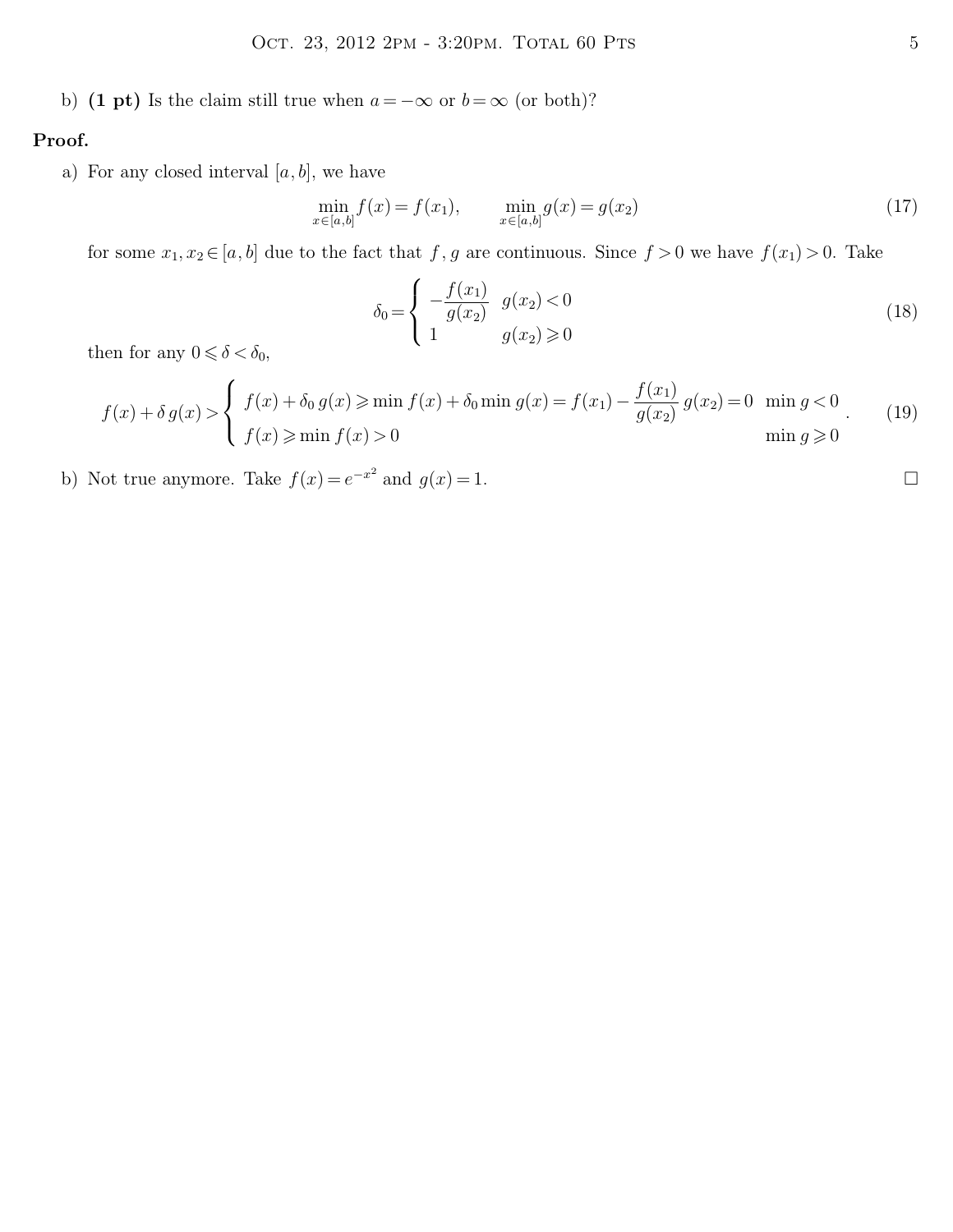b) **(1 pt)** Is the claim still true when $a = -\infty$ or $b = \infty$ (or both)?

**Proof.**

a) For any closed interval $[a, b]$, we have

$$\min_{x \in [a,b]} f(x) = f(x_1), \qquad \min_{x \in [a,b]} g(x) = g(x_2) \tag{17}$$

for some $x_1, x_2 \in [a, b]$ due to the fact that $f, g$ are continuous. Since $f > 0$ we have $f(x_1) > 0$. Take

$$\delta_0 = \begin{cases} -\dfrac{f(x_1)}{g(x_2)} & g(x_2) < 0 \\ 1 & g(x_2) \geqslant 0 \end{cases} \tag{18}$$

then for any $0 \leqslant \delta < \delta_0$,

$$f(x) + \delta\, g(x) > \begin{cases} f(x) + \delta_0\, g(x) \geqslant \min f(x) + \delta_0 \min g(x) = f(x_1) - \dfrac{f(x_1)}{g(x_2)}\, g(x_2) = 0 & \min g < 0 \\ f(x) \geqslant \min f(x) > 0 & \min g \geqslant 0 \end{cases}. \tag{19}$$

b) Not true anymore. Take $f(x) = e^{-x^2}$ and $g(x) = 1$. □